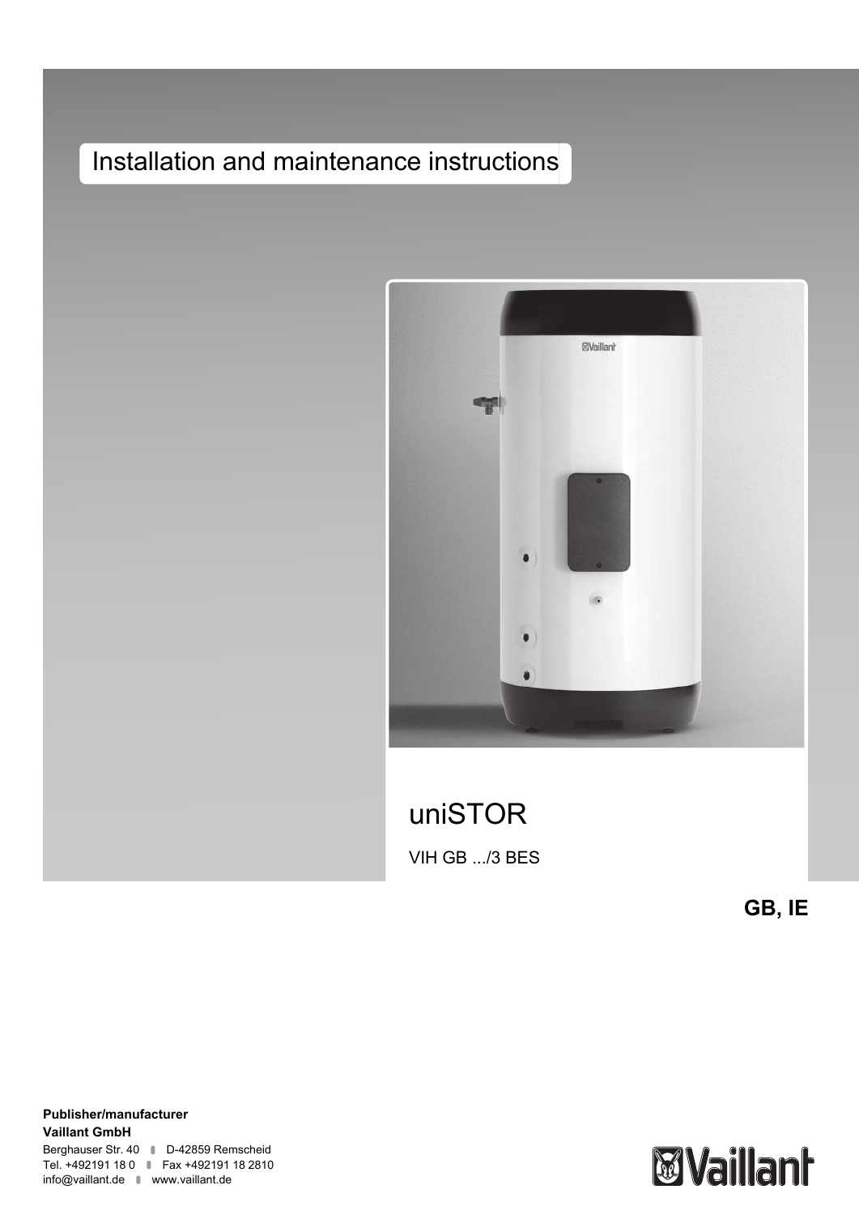# Installation and maintenance instructions

## uniSTOR

VIH GB .../3 BES

**GB, IE**

**Publisher/manufacturer**
**Vaillant GmbH**
Berghauser Str. 40 D-42859 Remscheid
Tel. +492191 18 0 Fax +492191 18 2810
info@vaillant.de www.vaillant.de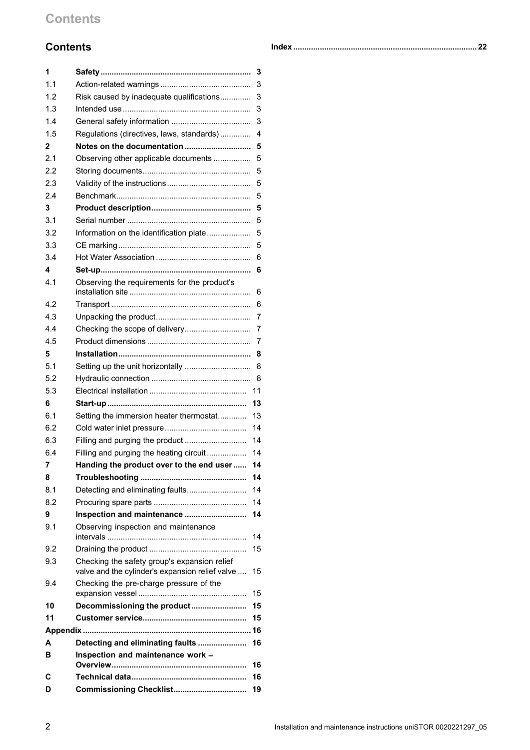## Contents

| | | |
|---|---|---|
| **1** | **Safety** | **3** |
| 1.1 | Action-related warnings | 3 |
| 1.2 | Risk caused by inadequate qualifications | 3 |
| 1.3 | Intended use | 3 |
| 1.4 | General safety information | 3 |
| 1.5 | Regulations (directives, laws, standards) | 4 |
| **2** | **Notes on the documentation** | **5** |
| 2.1 | Observing other applicable documents | 5 |
| 2.2 | Storing documents | 5 |
| 2.3 | Validity of the instructions | 5 |
| 2.4 | Benchmark | 5 |
| **3** | **Product description** | **5** |
| 3.1 | Serial number | 5 |
| 3.2 | Information on the identification plate | 5 |
| 3.3 | CE marking | 5 |
| 3.4 | Hot Water Association | 6 |
| **4** | **Set-up** | **6** |
| 4.1 | Observing the requirements for the product's installation site | 6 |
| 4.2 | Transport | 6 |
| 4.3 | Unpacking the product | 7 |
| 4.4 | Checking the scope of delivery | 7 |
| 4.5 | Product dimensions | 7 |
| **5** | **Installation** | **8** |
| 5.1 | Setting up the unit horizontally | 8 |
| 5.2 | Hydraulic connection | 8 |
| 5.3 | Electrical installation | 11 |
| **6** | **Start-up** | **13** |
| 6.1 | Setting the immersion heater thermostat | 13 |
| 6.2 | Cold water inlet pressure | 14 |
| 6.3 | Filling and purging the product | 14 |
| 6.4 | Filling and purging the heating circuit | 14 |
| **7** | **Handing the product over to the end user** | **14** |
| **8** | **Troubleshooting** | **14** |
| 8.1 | Detecting and eliminating faults | 14 |
| 8.2 | Procuring spare parts | 14 |
| **9** | **Inspection and maintenance** | **14** |
| 9.1 | Observing inspection and maintenance intervals | 14 |
| 9.2 | Draining the product | 15 |
| 9.3 | Checking the safety group's expansion relief valve and the cylinder's expansion relief valve | 15 |
| 9.4 | Checking the pre-charge pressure of the expansion vessel | 15 |
| **10** | **Decommissioning the product** | **15** |
| **11** | **Customer service** | **15** |
| **Appendix** | | **16** |
| **A** | **Detecting and eliminating faults** | **16** |
| **B** | **Inspection and maintenance work – Overview** | **16** |
| **C** | **Technical data** | **16** |
| **D** | **Commissioning Checklist** | **19** |
| **Index** | | **22** |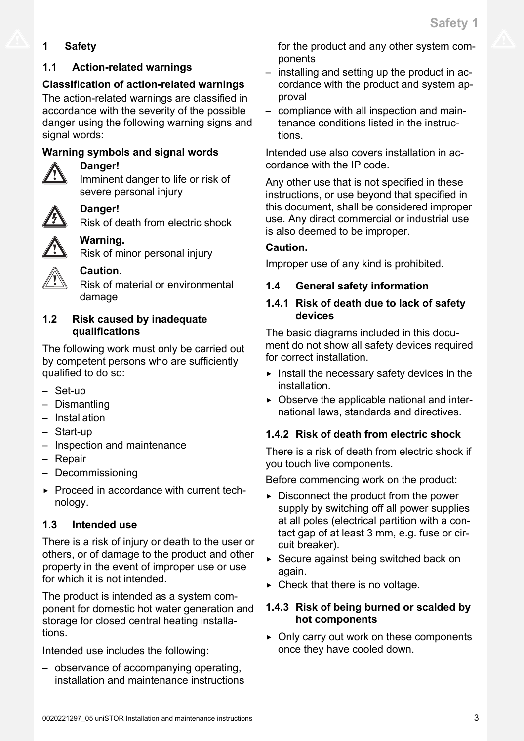# 1 Safety

## 1.1 Action-related warnings

**Classification of action-related warnings**

The action-related warnings are classified in accordance with the severity of the possible danger using the following warning signs and signal words:

**Warning symbols and signal words**

**Danger!**
Imminent danger to life or risk of severe personal injury

**Danger!**
Risk of death from electric shock

**Warning.**
Risk of minor personal injury

**Caution.**
Risk of material or environmental damage

## 1.2 Risk caused by inadequate qualifications

The following work must only be carried out by competent persons who are sufficiently qualified to do so:

- Set-up
- Dismantling
- Installation
- Start-up
- Inspection and maintenance
- Repair
- Decommissioning

▸ Proceed in accordance with current technology.

## 1.3 Intended use

There is a risk of injury or death to the user or others, or of damage to the product and other property in the event of improper use or use for which it is not intended.

The product is intended as a system component for domestic hot water generation and storage for closed central heating installations.

Intended use includes the following:

- observance of accompanying operating, installation and maintenance instructions for the product and any other system components
- installing and setting up the product in accordance with the product and system approval
- compliance with all inspection and maintenance conditions listed in the instructions.

Intended use also covers installation in accordance with the IP code.

Any other use that is not specified in these instructions, or use beyond that specified in this document, shall be considered improper use. Any direct commercial or industrial use is also deemed to be improper.

**Caution.**

Improper use of any kind is prohibited.

## 1.4 General safety information

### 1.4.1 Risk of death due to lack of safety devices

The basic diagrams included in this document do not show all safety devices required for correct installation.

▸ Install the necessary safety devices in the installation.
▸ Observe the applicable national and international laws, standards and directives.

### 1.4.2 Risk of death from electric shock

There is a risk of death from electric shock if you touch live components.

Before commencing work on the product:

▸ Disconnect the product from the power supply by switching off all power supplies at all poles (electrical partition with a contact gap of at least 3 mm, e.g. fuse or circuit breaker).
▸ Secure against being switched back on again.
▸ Check that there is no voltage.

### 1.4.3 Risk of being burned or scalded by hot components

▸ Only carry out work on these components once they have cooled down.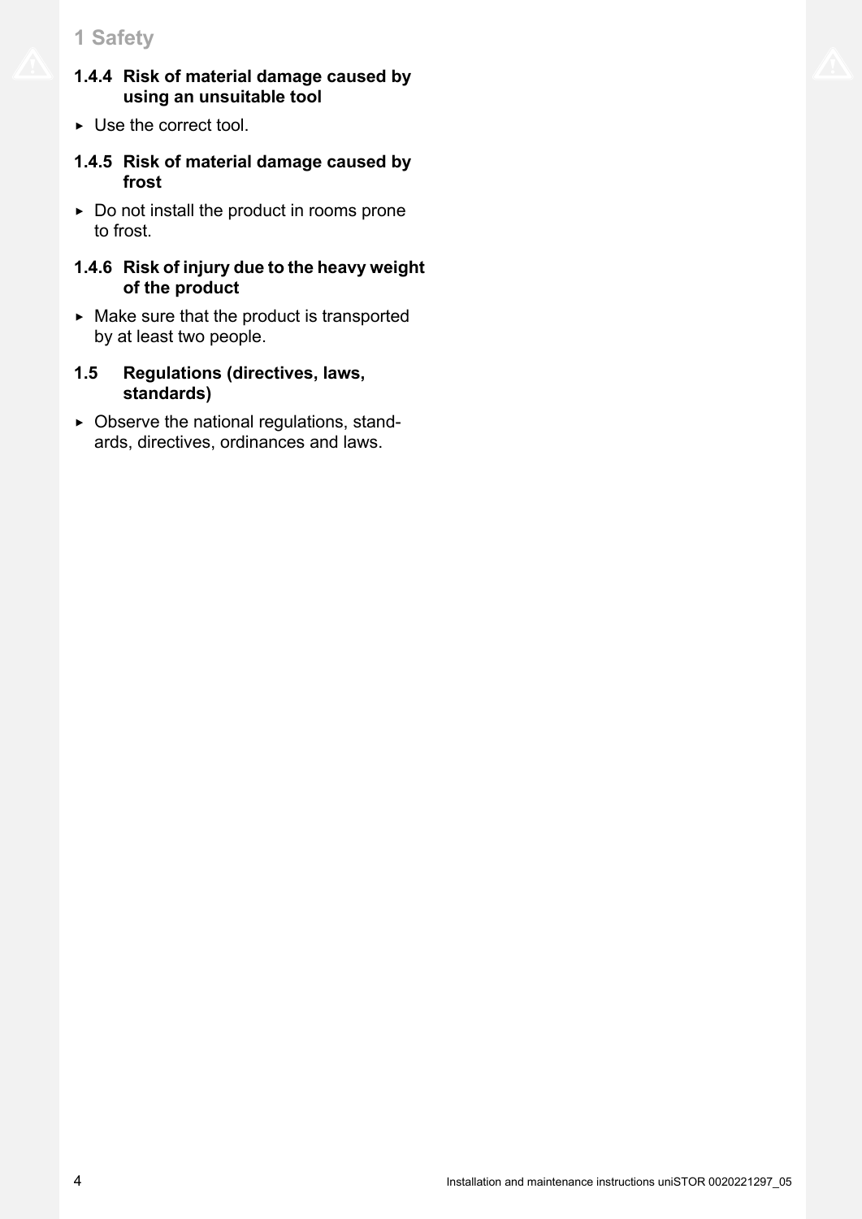### 1.4.4 Risk of material damage caused by using an unsuitable tool

- Use the correct tool.

### 1.4.5 Risk of material damage caused by frost

- Do not install the product in rooms prone to frost.

### 1.4.6 Risk of injury due to the heavy weight of the product

- Make sure that the product is transported by at least two people.

## 1.5 Regulations (directives, laws, standards)

- Observe the national regulations, standards, directives, ordinances and laws.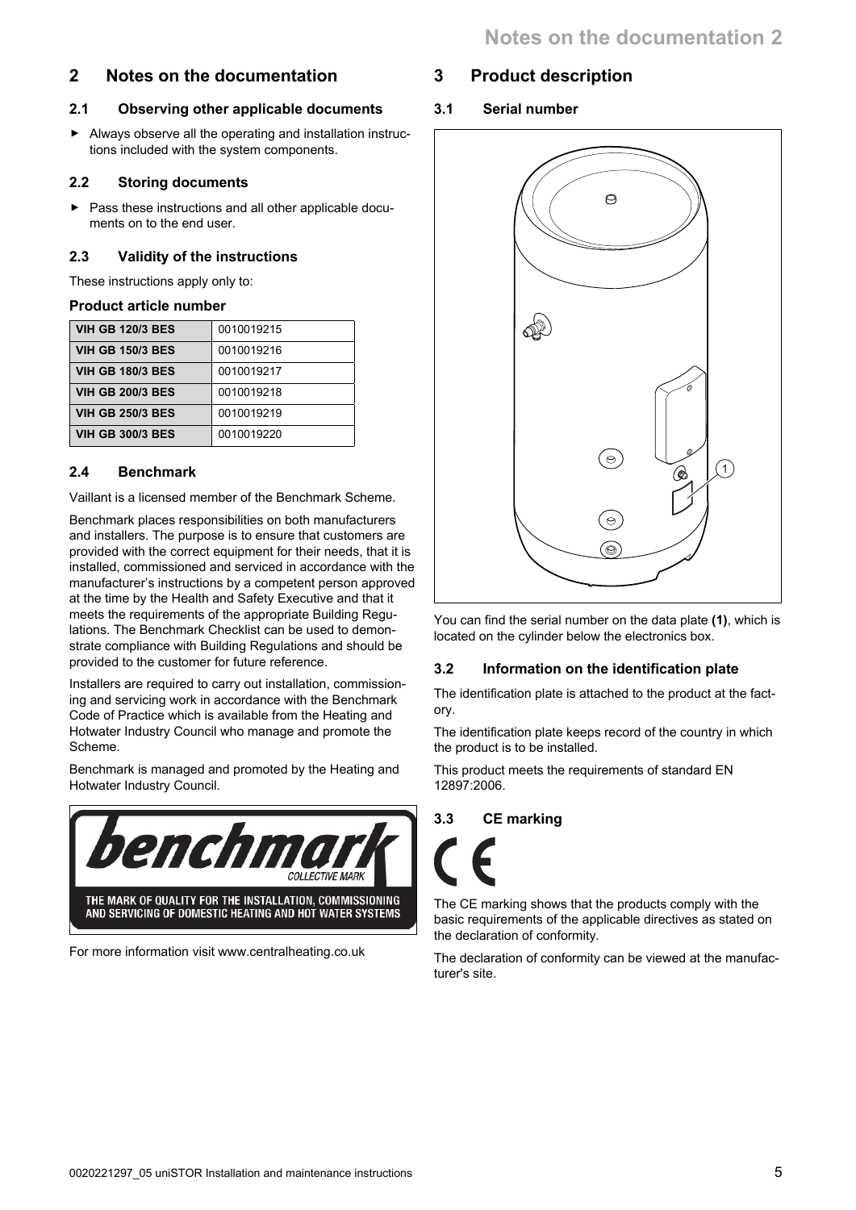## 2 Notes on the documentation

### 2.1 Observing other applicable documents

- Always observe all the operating and installation instructions included with the system components.

### 2.2 Storing documents

- Pass these instructions and all other applicable documents on to the end user.

### 2.3 Validity of the instructions

These instructions apply only to:

**Product article number**

| | |
|---|---|
| **VIH GB 120/3 BES** | 0010019215 |
| **VIH GB 150/3 BES** | 0010019216 |
| **VIH GB 180/3 BES** | 0010019217 |
| **VIH GB 200/3 BES** | 0010019218 |
| **VIH GB 250/3 BES** | 0010019219 |
| **VIH GB 300/3 BES** | 0010019220 |

### 2.4 Benchmark

Vaillant is a licensed member of the Benchmark Scheme.

Benchmark places responsibilities on both manufacturers and installers. The purpose is to ensure that customers are provided with the correct equipment for their needs, that it is installed, commissioned and serviced in accordance with the manufacturer's instructions by a competent person approved at the time by the Health and Safety Executive and that it meets the requirements of the appropriate Building Regulations. The Benchmark Checklist can be used to demonstrate compliance with Building Regulations and should be provided to the customer for future reference.

Installers are required to carry out installation, commissioning and servicing work in accordance with the Benchmark Code of Practice which is available from the Heating and Hotwater Industry Council who manage and promote the Scheme.

Benchmark is managed and promoted by the Heating and Hotwater Industry Council.

benchmark COLLECTIVE MARK

THE MARK OF QUALITY FOR THE INSTALLATION, COMMISSIONING AND SERVICING OF DOMESTIC HEATING AND HOT WATER SYSTEMS

For more information visit www.centralheating.co.uk

## 3 Product description

### 3.1 Serial number

1

You can find the serial number on the data plate **(1)**, which is located on the cylinder below the electronics box.

### 3.2 Information on the identification plate

The identification plate is attached to the product at the factory.

The identification plate keeps record of the country in which the product is to be installed.

This product meets the requirements of standard EN 12897:2006.

### 3.3 CE marking

CE

The CE marking shows that the products comply with the basic requirements of the applicable directives as stated on the declaration of conformity.

The declaration of conformity can be viewed at the manufacturer's site.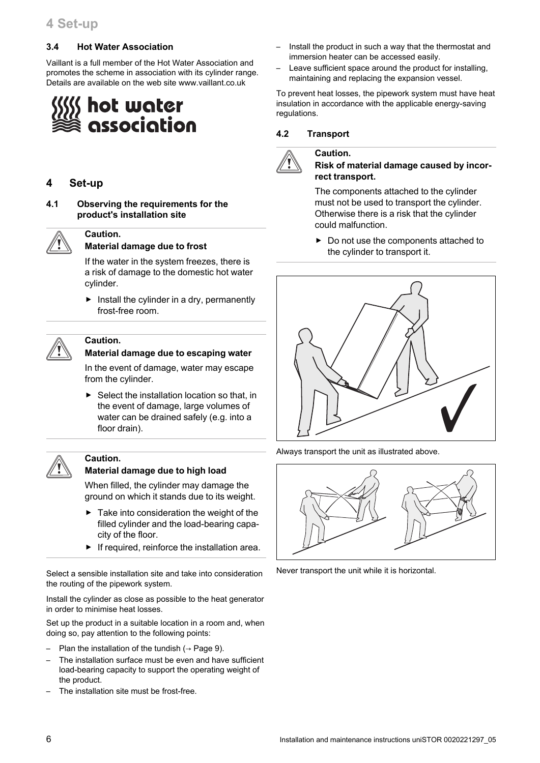### 3.4 Hot Water Association

Vaillant is a full member of the Hot Water Association and promotes the scheme in association with its cylinder range. Details are available on the web site www.vaillant.co.uk

## 4 Set-up

### 4.1 Observing the requirements for the product's installation site

**Caution.**
**Material damage due to frost**

If the water in the system freezes, there is a risk of damage to the domestic hot water cylinder.

- Install the cylinder in a dry, permanently frost-free room.

**Caution.**
**Material damage due to escaping water**

In the event of damage, water may escape from the cylinder.

- Select the installation location so that, in the event of damage, large volumes of water can be drained safely (e.g. into a floor drain).

**Caution.**
**Material damage due to high load**

When filled, the cylinder may damage the ground on which it stands due to its weight.

- Take into consideration the weight of the filled cylinder and the load-bearing capacity of the floor.
- If required, reinforce the installation area.

Select a sensible installation site and take into consideration the routing of the pipework system.

Install the cylinder as close as possible to the heat generator in order to minimise heat losses.

Set up the product in a suitable location in a room and, when doing so, pay attention to the following points:

- Plan the installation of the tundish (→ Page 9).
- The installation surface must be even and have sufficient load-bearing capacity to support the operating weight of the product.
- The installation site must be frost-free.
- Install the product in such a way that the thermostat and immersion heater can be accessed easily.
- Leave sufficient space around the product for installing, maintaining and replacing the expansion vessel.

To prevent heat losses, the pipework system must have heat insulation in accordance with the applicable energy-saving regulations.

### 4.2 Transport

**Caution.**
**Risk of material damage caused by incorrect transport.**

The components attached to the cylinder must not be used to transport the cylinder. Otherwise there is a risk that the cylinder could malfunction.

- Do not use the components attached to the cylinder to transport it.

Always transport the unit as illustrated above.

Never transport the unit while it is horizontal.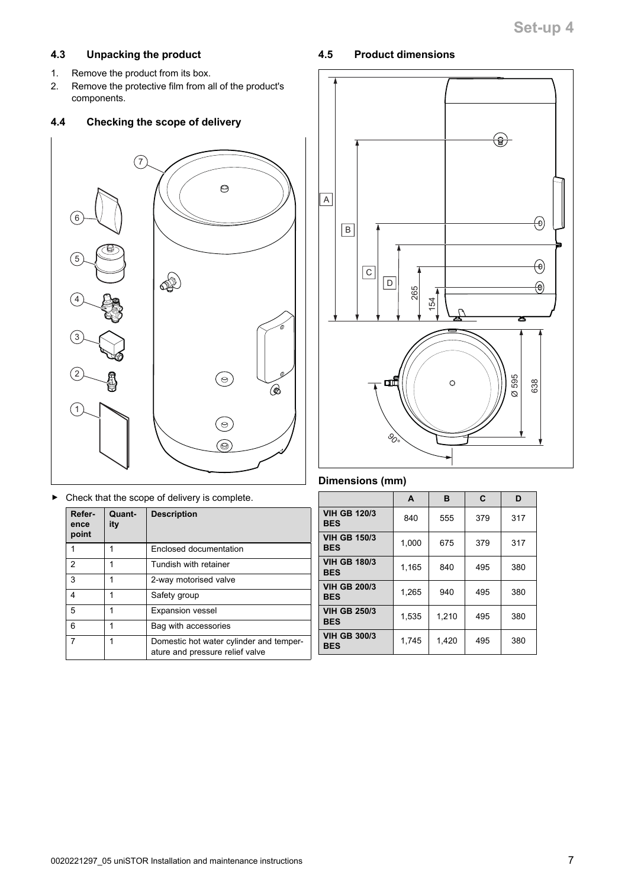### 4.3 Unpacking the product

1. Remove the product from its box.
2. Remove the protective film from all of the product's components.

### 4.4 Checking the scope of delivery

- Check that the scope of delivery is complete.

| Reference point | Quantity | Description |
|---|---|---|
| 1 | 1 | Enclosed documentation |
| 2 | 1 | Tundish with retainer |
| 3 | 1 | 2-way motorised valve |
| 4 | 1 | Safety group |
| 5 | 1 | Expansion vessel |
| 6 | 1 | Bag with accessories |
| 7 | 1 | Domestic hot water cylinder and temperature and pressure relief valve |

### 4.5 Product dimensions

**Dimensions (mm)**

| | A | B | C | D |
|---|---|---|---|---|
| **VIH GB 120/3 BES** | 840 | 555 | 379 | 317 |
| **VIH GB 150/3 BES** | 1,000 | 675 | 379 | 317 |
| **VIH GB 180/3 BES** | 1,165 | 840 | 495 | 380 |
| **VIH GB 200/3 BES** | 1,265 | 940 | 495 | 380 |
| **VIH GB 250/3 BES** | 1,535 | 1,210 | 495 | 380 |
| **VIH GB 300/3 BES** | 1,745 | 1,420 | 495 | 380 |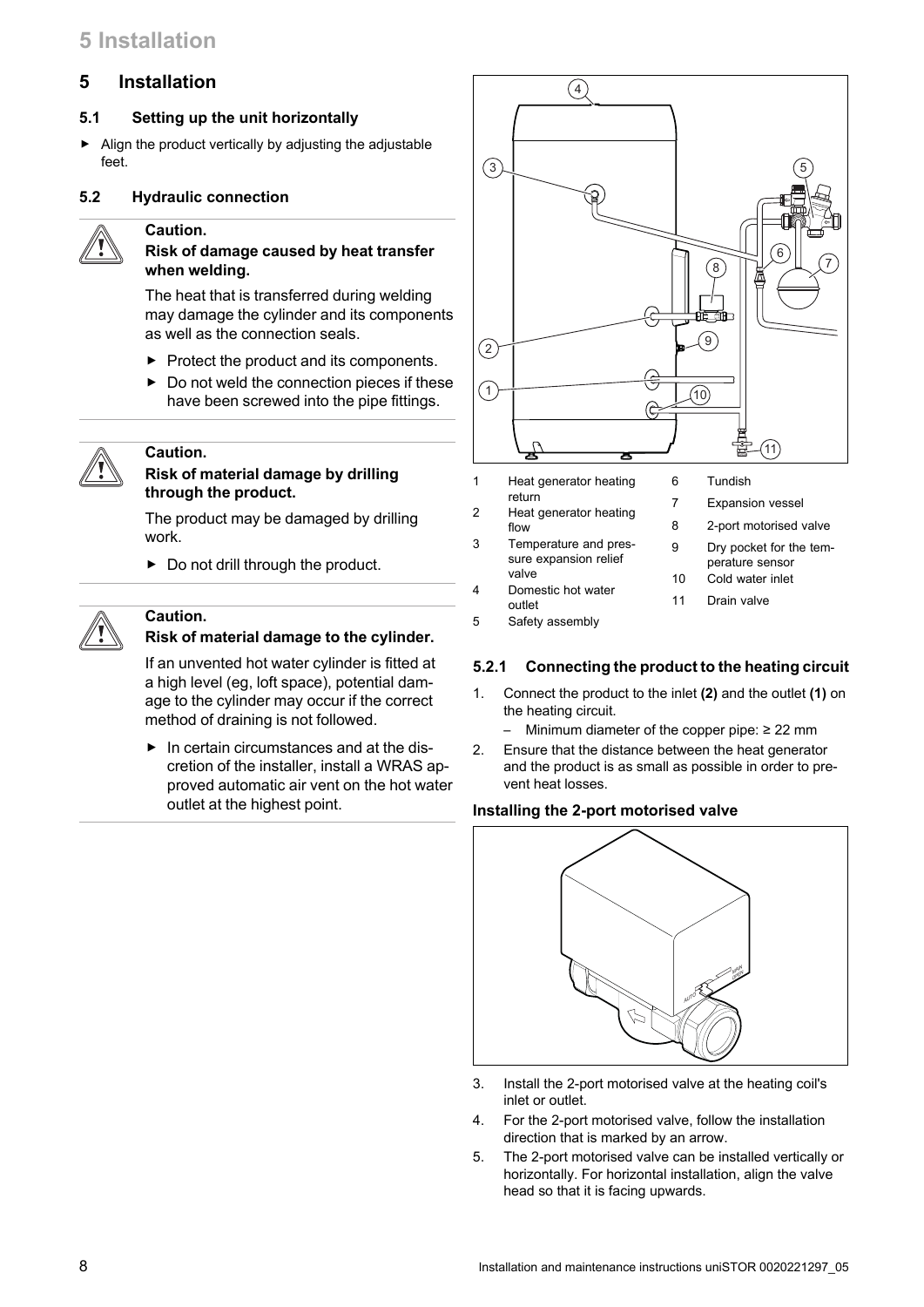# 5 Installation

## 5.1 Setting up the unit horizontally

- Align the product vertically by adjusting the adjustable feet.

## 5.2 Hydraulic connection

**Caution.**
**Risk of damage caused by heat transfer when welding.**

The heat that is transferred during welding may damage the cylinder and its components as well as the connection seals.

- Protect the product and its components.
- Do not weld the connection pieces if these have been screwed into the pipe fittings.

**Caution.**
**Risk of material damage by drilling through the product.**

The product may be damaged by drilling work.

- Do not drill through the product.

**Caution.**
**Risk of material damage to the cylinder.**

If an unvented hot water cylinder is fitted at a high level (eg, loft space), potential damage to the cylinder may occur if the correct method of draining is not followed.

- In certain circumstances and at the discretion of the installer, install a WRAS approved automatic air vent on the hot water outlet at the highest point.

1. Heat generator heating return
2. Heat generator heating flow
3. Temperature and pressure expansion relief valve
4. Domestic hot water outlet
5. Safety assembly
6. Tundish
7. Expansion vessel
8. 2-port motorised valve
9. Dry pocket for the temperature sensor
10. Cold water inlet
11. Drain valve

### 5.2.1 Connecting the product to the heating circuit

1. Connect the product to the inlet **(2)** and the outlet **(1)** on the heating circuit.
   - Minimum diameter of the copper pipe: ≥ 22 mm
2. Ensure that the distance between the heat generator and the product is as small as possible in order to prevent heat losses.

**Installing the 2-port motorised valve**

3. Install the 2-port motorised valve at the heating coil's inlet or outlet.
4. For the 2-port motorised valve, follow the installation direction that is marked by an arrow.
5. The 2-port motorised valve can be installed vertically or horizontally. For horizontal installation, align the valve head so that it is facing upwards.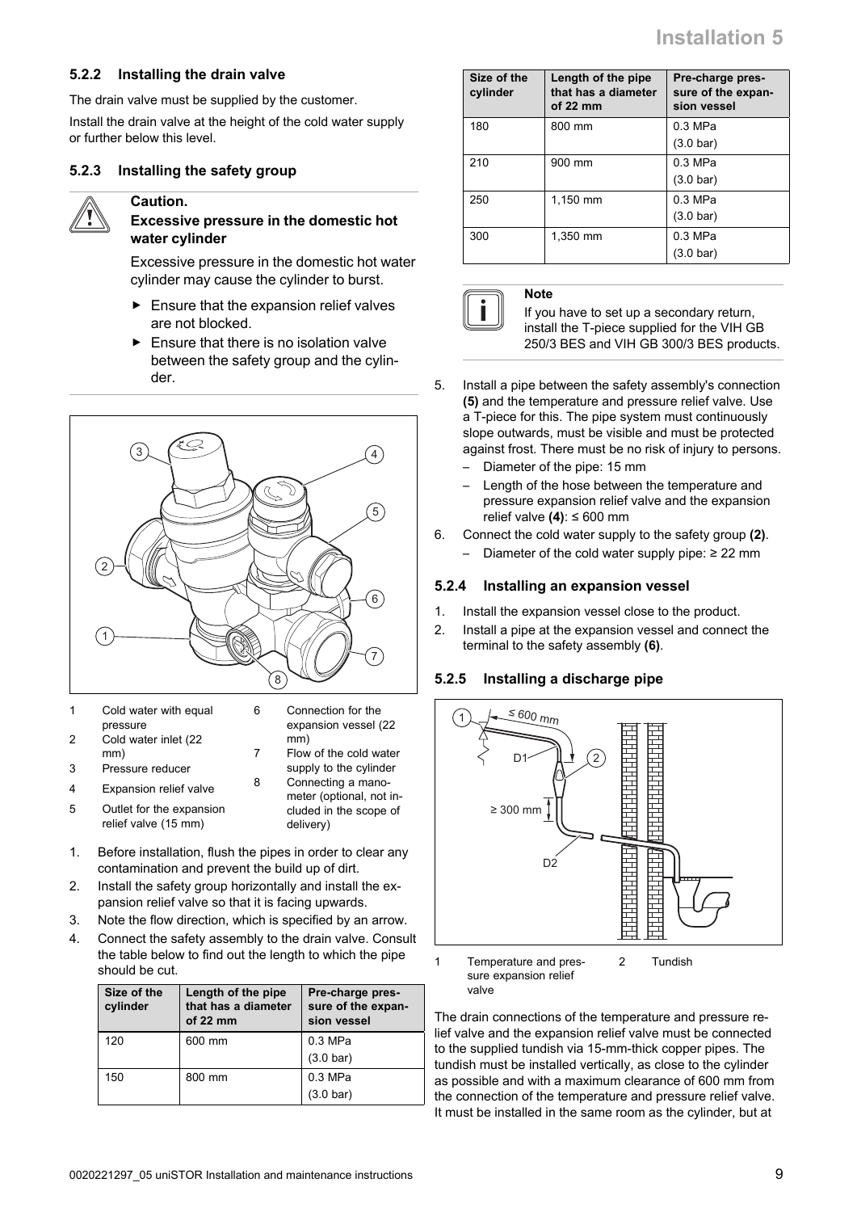### 5.2.2 Installing the drain valve

The drain valve must be supplied by the customer.

Install the drain valve at the height of the cold water supply or further below this level.

### 5.2.3 Installing the safety group

> **Caution.**
> **Excessive pressure in the domestic hot water cylinder**
>
> Excessive pressure in the domestic hot water cylinder may cause the cylinder to burst.
>
> - Ensure that the expansion relief valves are not blocked.
> - Ensure that there is no isolation valve between the safety group and the cylinder.

1. Cold water with equal pressure
2. Cold water inlet (22 mm)
3. Pressure reducer
4. Expansion relief valve
5. Outlet for the expansion relief valve (15 mm)
6. Connection for the expansion vessel (22 mm)
7. Flow of the cold water supply to the cylinder
8. Connecting a manometer (optional, not included in the scope of delivery)

1. Before installation, flush the pipes in order to clear any contamination and prevent the build up of dirt.
2. Install the safety group horizontally and install the expansion relief valve so that it is facing upwards.
3. Note the flow direction, which is specified by an arrow.
4. Connect the safety assembly to the drain valve. Consult the table below to find out the length to which the pipe should be cut.

| Size of the cylinder | Length of the pipe that has a diameter of 22 mm | Pre-charge pressure of the expansion vessel |
|---|---|---|
| 120 | 600 mm | 0.3 MPa (3.0 bar) |
| 150 | 800 mm | 0.3 MPa (3.0 bar) |
| 180 | 800 mm | 0.3 MPa (3.0 bar) |
| 210 | 900 mm | 0.3 MPa (3.0 bar) |
| 250 | 1,150 mm | 0.3 MPa (3.0 bar) |
| 300 | 1,350 mm | 0.3 MPa (3.0 bar) |

> **Note**
> If you have to set up a secondary return, install the T-piece supplied for the VIH GB 250/3 BES and VIH GB 300/3 BES products.

5. Install a pipe between the safety assembly's connection **(5)** and the temperature and pressure relief valve. Use a T-piece for this. The pipe system must continuously slope outwards, must be visible and must be protected against frost. There must be no risk of injury to persons.
   - Diameter of the pipe: 15 mm
   - Length of the hose between the temperature and pressure expansion relief valve and the expansion relief valve **(4)**: ≤ 600 mm
6. Connect the cold water supply to the safety group **(2)**.
   - Diameter of the cold water supply pipe: ≥ 22 mm

### 5.2.4 Installing an expansion vessel

1. Install the expansion vessel close to the product.
2. Install a pipe at the expansion vessel and connect the terminal to the safety assembly **(6)**.

### 5.2.5 Installing a discharge pipe

1. Temperature and pressure expansion relief valve
2. Tundish

The drain connections of the temperature and pressure relief valve and the expansion relief valve must be connected to the supplied tundish via 15-mm-thick copper pipes. The tundish must be installed vertically, as close to the cylinder as possible and with a maximum clearance of 600 mm from the connection of the temperature and pressure relief valve. It must be installed in the same room as the cylinder, but at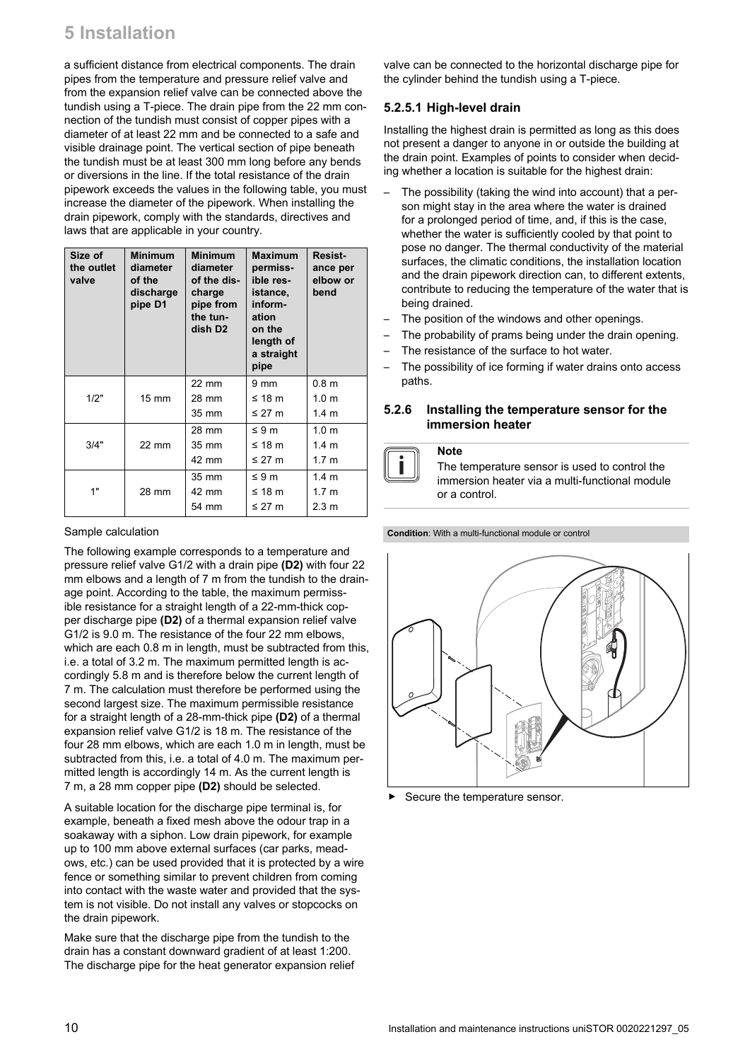a sufficient distance from electrical components. The drain pipes from the temperature and pressure relief valve and from the expansion relief valve can be connected above the tundish using a T-piece. The drain pipe from the 22 mm connection of the tundish must consist of copper pipes with a diameter of at least 22 mm and be connected to a safe and visible drainage point. The vertical section of pipe beneath the tundish must be at least 300 mm long before any bends or diversions in the line. If the total resistance of the drain pipework exceeds the values in the following table, you must increase the diameter of the pipework. When installing the drain pipework, comply with the standards, directives and laws that are applicable in your country.

| Size of the outlet valve | Minimum diameter of the discharge pipe D1 | Minimum diameter of the discharge pipe from the tundish D2 | Maximum permissible resistance, information on the length of a straight pipe | Resistance per elbow or bend |
|---|---|---|---|---|
| 1/2" | 15 mm | 22 mm | 9 mm | 0.8 m |
| | | 28 mm | ≤ 18 m | 1.0 m |
| | | 35 mm | ≤ 27 m | 1.4 m |
| 3/4" | 22 mm | 28 mm | ≤ 9 m | 1.0 m |
| | | 35 mm | ≤ 18 m | 1.4 m |
| | | 42 mm | ≤ 27 m | 1.7 m |
| 1" | 28 mm | 35 mm | ≤ 9 m | 1.4 m |
| | | 42 mm | ≤ 18 m | 1.7 m |
| | | 54 mm | ≤ 27 m | 2.3 m |

Sample calculation

The following example corresponds to a temperature and pressure relief valve G1/2 with a drain pipe **(D2)** with four 22 mm elbows and a length of 7 m from the tundish to the drainage point. According to the table, the maximum permissible resistance for a straight length of a 22-mm-thick copper discharge pipe **(D2)** of a thermal expansion relief valve G1/2 is 9.0 m. The resistance of the four 22 mm elbows, which are each 0.8 m in length, must be subtracted from this, i.e. a total of 3.2 m. The maximum permitted length is accordingly 5.8 m and is therefore below the current length of 7 m. The calculation must therefore be performed using the second largest size. The maximum permissible resistance for a straight length of a 28-mm-thick pipe **(D2)** of a thermal expansion relief valve G1/2 is 18 m. The resistance of the four 28 mm elbows, which are each 1.0 m in length, must be subtracted from this, i.e. a total of 4.0 m. The maximum permitted length is accordingly 14 m. As the current length is 7 m, a 28 mm copper pipe **(D2)** should be selected.

A suitable location for the discharge pipe terminal is, for example, beneath a fixed mesh above the odour trap in a soakaway with a siphon. Low drain pipework, for example up to 100 mm above external surfaces (car parks, meadows, etc.) can be used provided that it is protected by a wire fence or something similar to prevent children from coming into contact with the waste water and provided that the system is not visible. Do not install any valves or stopcocks on the drain pipework.

Make sure that the discharge pipe from the tundish to the drain has a constant downward gradient of at least 1:200. The discharge pipe for the heat generator expansion relief valve can be connected to the horizontal discharge pipe for the cylinder behind the tundish using a T-piece.

### 5.2.5.1 High-level drain

Installing the highest drain is permitted as long as this does not present a danger to anyone in or outside the building at the drain point. Examples of points to consider when deciding whether a location is suitable for the highest drain:

- The possibility (taking the wind into account) that a person might stay in the area where the water is drained for a prolonged period of time, and, if this is the case, whether the water is sufficiently cooled by that point to pose no danger. The thermal conductivity of the material surfaces, the climatic conditions, the installation location and the drain pipework direction can, to different extents, contribute to reducing the temperature of the water that is being drained.
- The position of the windows and other openings.
- The probability of prams being under the drain opening.
- The resistance of the surface to hot water.
- The possibility of ice forming if water drains onto access paths.

### 5.2.6 Installing the temperature sensor for the immersion heater

**Note**

The temperature sensor is used to control the immersion heater via a multi-functional module or a control.

**Condition**: With a multi-functional module or control

- Secure the temperature sensor.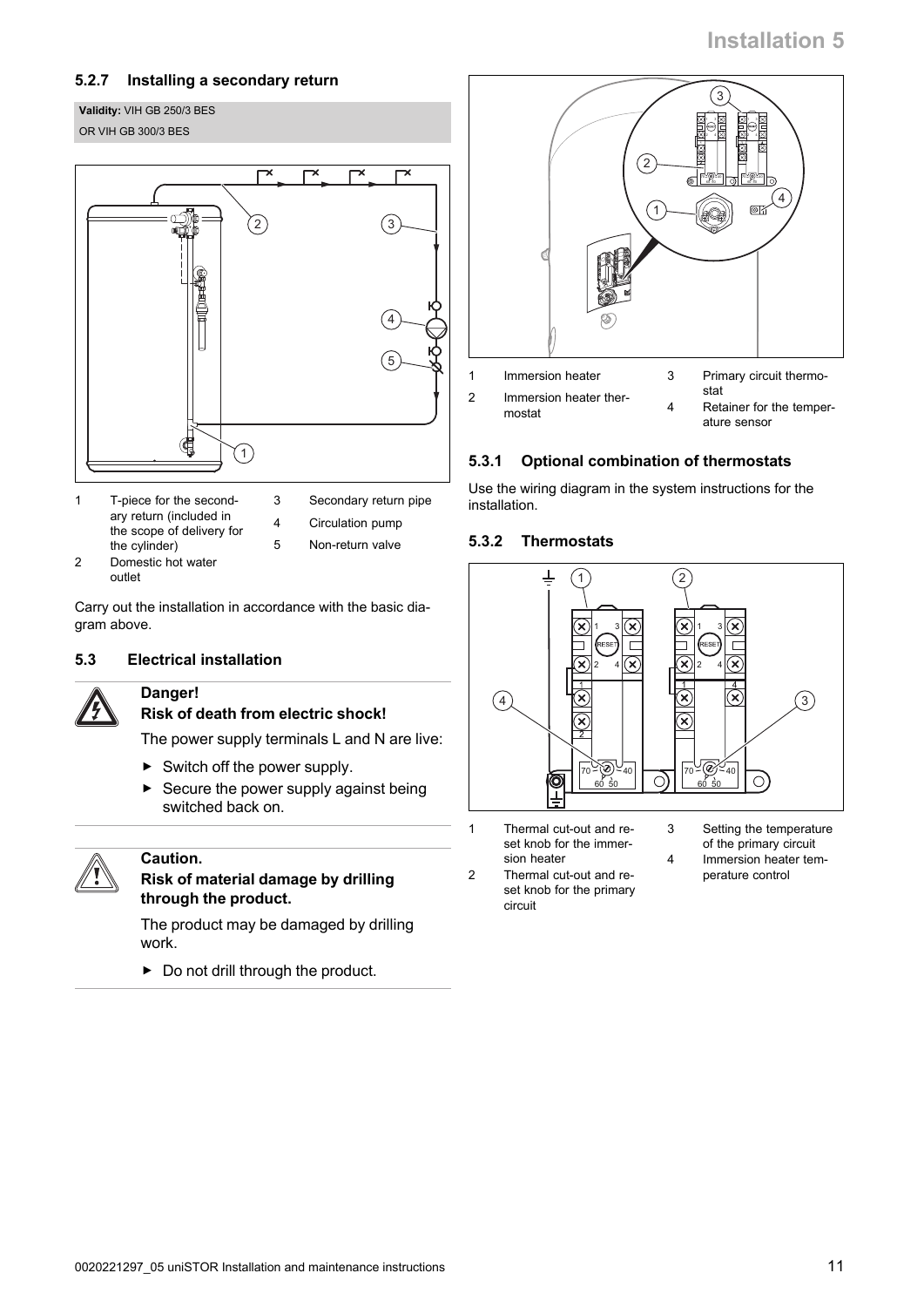### 5.2.7 Installing a secondary return

**Validity:** VIH GB 250/3 BES
OR VIH GB 300/3 BES

1. T-piece for the secondary return (included in the scope of delivery for the cylinder)
2. Domestic hot water outlet
3. Secondary return pipe
4. Circulation pump
5. Non-return valve

Carry out the installation in accordance with the basic diagram above.

## 5.3 Electrical installation

> **Danger!**
> **Risk of death from electric shock!**
>
> The power supply terminals L and N are live:
>
> - Switch off the power supply.
> - Secure the power supply against being switched back on.

> **Caution.**
> **Risk of material damage by drilling through the product.**
>
> The product may be damaged by drilling work.
>
> - Do not drill through the product.

1. Immersion heater
2. Immersion heater thermostat
3. Primary circuit thermostat
4. Retainer for the temperature sensor

### 5.3.1 Optional combination of thermostats

Use the wiring diagram in the system instructions for the installation.

### 5.3.2 Thermostats

1. Thermal cut-out and reset knob for the immersion heater
2. Thermal cut-out and reset knob for the primary circuit
3. Setting the temperature of the primary circuit
4. Immersion heater temperature control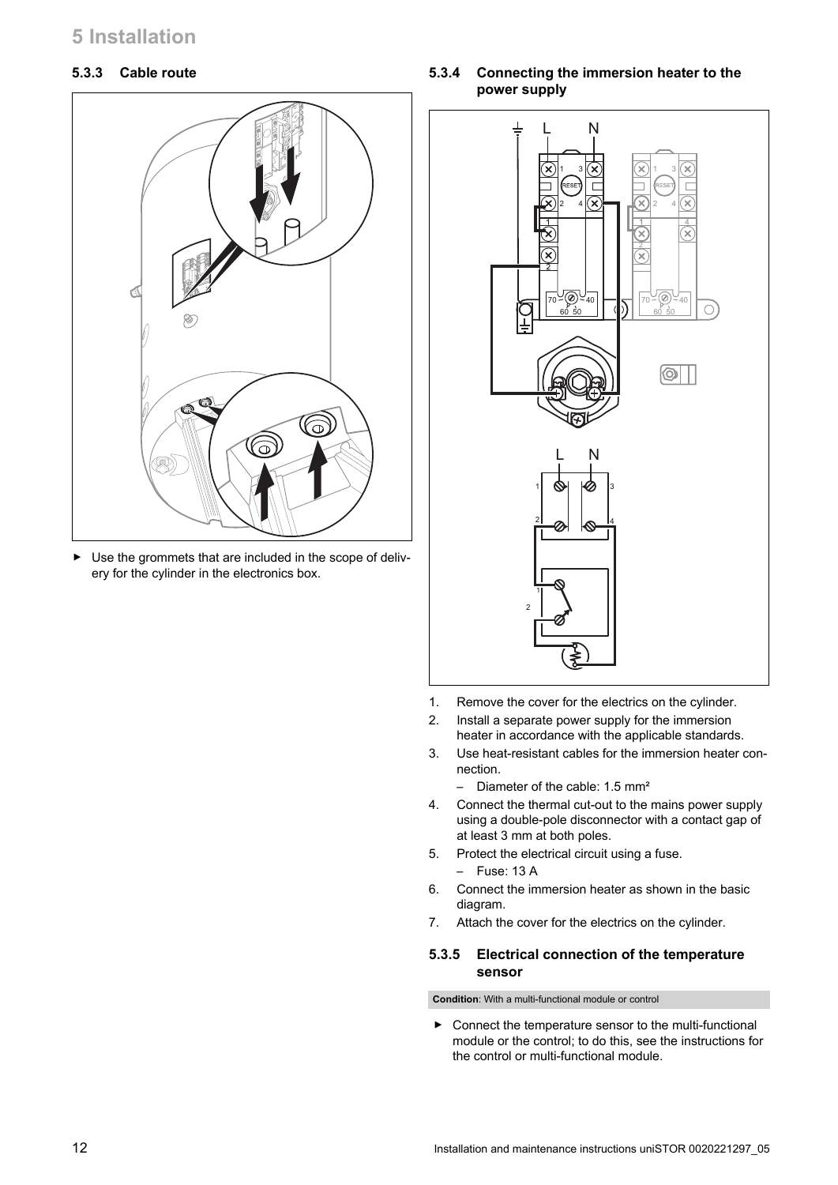## 5.3.3 Cable route

- Use the grommets that are included in the scope of delivery for the cylinder in the electronics box.

## 5.3.4 Connecting the immersion heater to the power supply

1. Remove the cover for the electrics on the cylinder.
2. Install a separate power supply for the immersion heater in accordance with the applicable standards.
3. Use heat-resistant cables for the immersion heater connection.
   - Diameter of the cable: 1.5 mm²
4. Connect the thermal cut-out to the mains power supply using a double-pole disconnector with a contact gap of at least 3 mm at both poles.
5. Protect the electrical circuit using a fuse.
   - Fuse: 13 A
6. Connect the immersion heater as shown in the basic diagram.
7. Attach the cover for the electrics on the cylinder.

## 5.3.5 Electrical connection of the temperature sensor

**Condition**: With a multi-functional module or control

- Connect the temperature sensor to the multi-functional module or the control; to do this, see the instructions for the control or multi-functional module.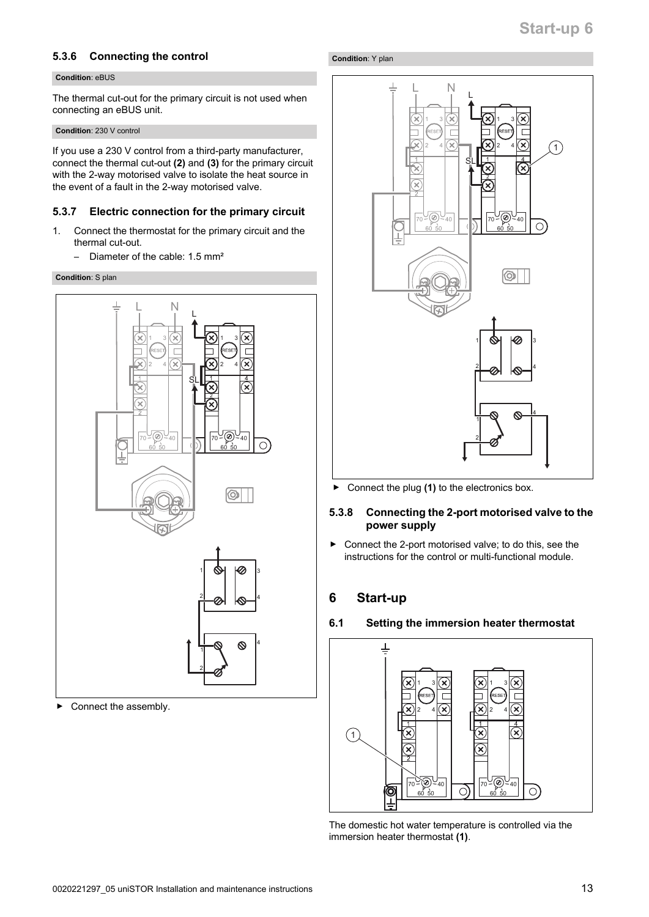### 5.3.6 Connecting the control

**Condition**: eBUS

The thermal cut-out for the primary circuit is not used when connecting an eBUS unit.

**Condition**: 230 V control

If you use a 230 V control from a third-party manufacturer, connect the thermal cut-out **(2)** and **(3)** for the primary circuit with the 2-way motorised valve to isolate the heat source in the event of a fault in the 2-way motorised valve.

### 5.3.7 Electric connection for the primary circuit

1. Connect the thermostat for the primary circuit and the thermal cut-out.
   – Diameter of the cable: 1.5 mm²

**Condition**: S plan

- Connect the assembly.

**Condition**: Y plan

- Connect the plug **(1)** to the electronics box.

### 5.3.8 Connecting the 2-port motorised valve to the power supply

- Connect the 2-port motorised valve; to do this, see the instructions for the control or multi-functional module.

## 6 Start-up

### 6.1 Setting the immersion heater thermostat

The domestic hot water temperature is controlled via the immersion heater thermostat **(1)**.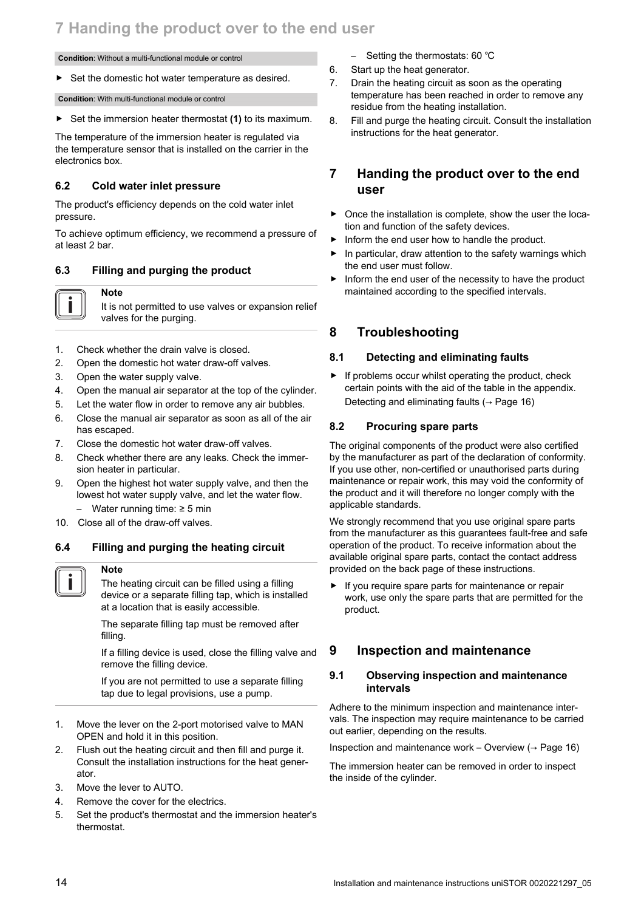**Condition**: Without a multi-functional module or control

- Set the domestic hot water temperature as desired.

**Condition**: With multi-functional module or control

- Set the immersion heater thermostat **(1)** to its maximum.

The temperature of the immersion heater is regulated via the temperature sensor that is installed on the carrier in the electronics box.

### 6.2 Cold water inlet pressure

The product's efficiency depends on the cold water inlet pressure.

To achieve optimum efficiency, we recommend a pressure of at least 2 bar.

### 6.3 Filling and purging the product

> **Note**
> It is not permitted to use valves or expansion relief valves for the purging.

1. Check whether the drain valve is closed.
2. Open the domestic hot water draw-off valves.
3. Open the water supply valve.
4. Open the manual air separator at the top of the cylinder.
5. Let the water flow in order to remove any air bubbles.
6. Close the manual air separator as soon as all of the air has escaped.
7. Close the domestic hot water draw-off valves.
8. Check whether there are any leaks. Check the immersion heater in particular.
9. Open the highest hot water supply valve, and then the lowest hot water supply valve, and let the water flow.
   - Water running time: ≥ 5 min
10. Close all of the draw-off valves.

### 6.4 Filling and purging the heating circuit

> **Note**
> The heating circuit can be filled using a filling device or a separate filling tap, which is installed at a location that is easily accessible.
>
> The separate filling tap must be removed after filling.
>
> If a filling device is used, close the filling valve and remove the filling device.
>
> If you are not permitted to use a separate filling tap due to legal provisions, use a pump.

1. Move the lever on the 2-port motorised valve to MAN OPEN and hold it in this position.
2. Flush out the heating circuit and then fill and purge it. Consult the installation instructions for the heat generator.
3. Move the lever to AUTO.
4. Remove the cover for the electrics.
5. Set the product's thermostat and the immersion heater's thermostat.
   - Setting the thermostats: 60 ℃
6. Start up the heat generator.
7. Drain the heating circuit as soon as the operating temperature has been reached in order to remove any residue from the heating installation.
8. Fill and purge the heating circuit. Consult the installation instructions for the heat generator.

## 7 Handing the product over to the end user

- Once the installation is complete, show the user the location and function of the safety devices.
- Inform the end user how to handle the product.
- In particular, draw attention to the safety warnings which the end user must follow.
- Inform the end user of the necessity to have the product maintained according to the specified intervals.

## 8 Troubleshooting

### 8.1 Detecting and eliminating faults

- If problems occur whilst operating the product, check certain points with the aid of the table in the appendix.
  Detecting and eliminating faults (→ Page 16)

### 8.2 Procuring spare parts

The original components of the product were also certified by the manufacturer as part of the declaration of conformity. If you use other, non-certified or unauthorised parts during maintenance or repair work, this may void the conformity of the product and it will therefore no longer comply with the applicable standards.

We strongly recommend that you use original spare parts from the manufacturer as this guarantees fault-free and safe operation of the product. To receive information about the available original spare parts, contact the contact address provided on the back page of these instructions.

- If you require spare parts for maintenance or repair work, use only the spare parts that are permitted for the product.

## 9 Inspection and maintenance

### 9.1 Observing inspection and maintenance intervals

Adhere to the minimum inspection and maintenance intervals. The inspection may require maintenance to be carried out earlier, depending on the results.

Inspection and maintenance work – Overview (→ Page 16)

The immersion heater can be removed in order to inspect the inside of the cylinder.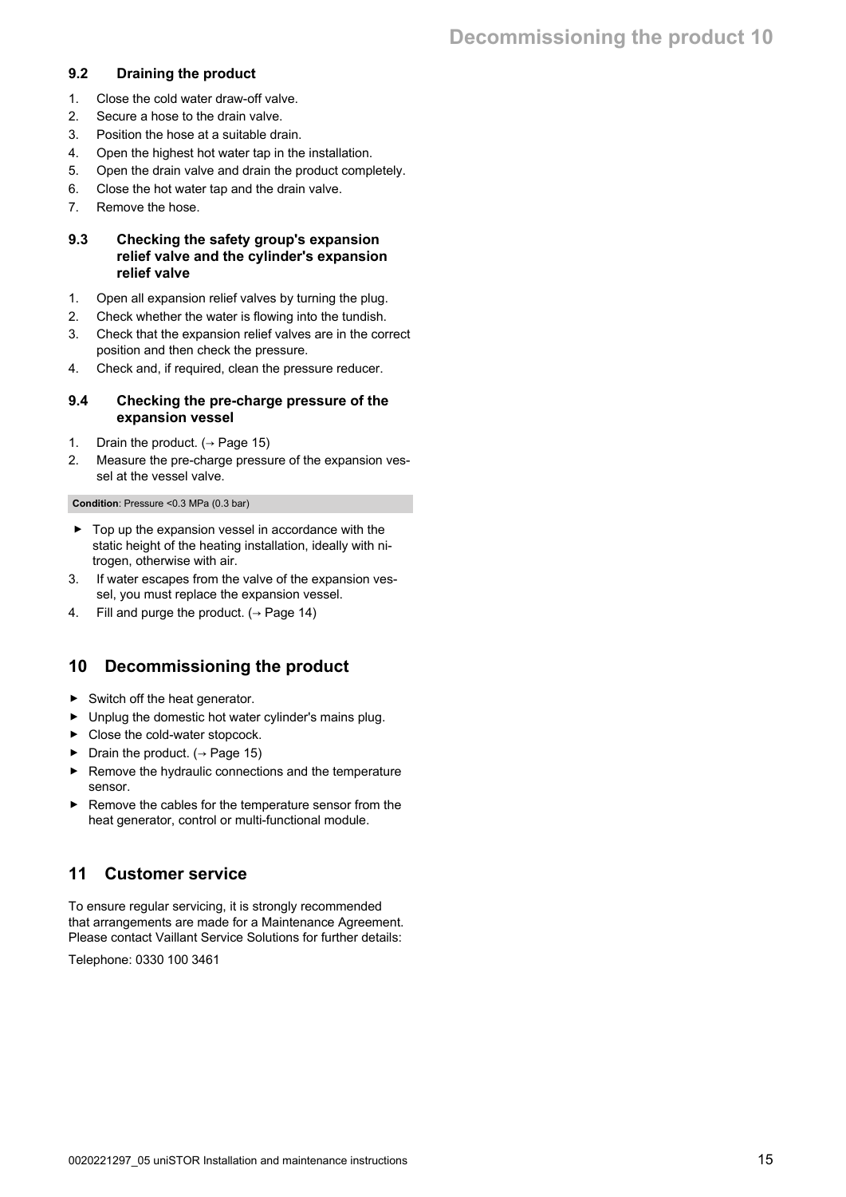### 9.2 Draining the product

1. Close the cold water draw-off valve.
2. Secure a hose to the drain valve.
3. Position the hose at a suitable drain.
4. Open the highest hot water tap in the installation.
5. Open the drain valve and drain the product completely.
6. Close the hot water tap and the drain valve.
7. Remove the hose.

### 9.3 Checking the safety group's expansion relief valve and the cylinder's expansion relief valve

1. Open all expansion relief valves by turning the plug.
2. Check whether the water is flowing into the tundish.
3. Check that the expansion relief valves are in the correct position and then check the pressure.
4. Check and, if required, clean the pressure reducer.

### 9.4 Checking the pre-charge pressure of the expansion vessel

1. Drain the product. (→ Page 15)
2. Measure the pre-charge pressure of the expansion vessel at the vessel valve.

**Condition**: Pressure <0.3 MPa (0.3 bar)

- Top up the expansion vessel in accordance with the static height of the heating installation, ideally with nitrogen, otherwise with air.

3. If water escapes from the valve of the expansion vessel, you must replace the expansion vessel.
4. Fill and purge the product. (→ Page 14)

## 10 Decommissioning the product

- Switch off the heat generator.
- Unplug the domestic hot water cylinder's mains plug.
- Close the cold-water stopcock.
- Drain the product. (→ Page 15)
- Remove the hydraulic connections and the temperature sensor.
- Remove the cables for the temperature sensor from the heat generator, control or multi-functional module.

## 11 Customer service

To ensure regular servicing, it is strongly recommended that arrangements are made for a Maintenance Agreement. Please contact Vaillant Service Solutions for further details:

Telephone: 0330 100 3461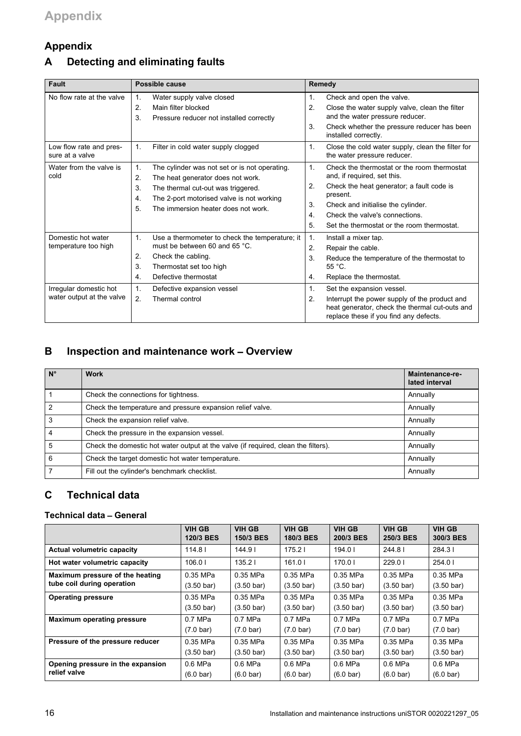## Appendix

## A Detecting and eliminating faults

| Fault | Possible cause | Remedy |
|---|---|---|
| No flow rate at the valve | 1. Water supply valve closed<br>2. Main filter blocked<br>3. Pressure reducer not installed correctly | 1. Check and open the valve.<br>2. Close the water supply valve, clean the filter and the water pressure reducer.<br>3. Check whether the pressure reducer has been installed correctly. |
| Low flow rate and pressure at a valve | 1. Filter in cold water supply clogged | 1. Close the cold water supply, clean the filter for the water pressure reducer. |
| Water from the valve is cold | 1. The cylinder was not set or is not operating.<br>2. The heat generator does not work.<br>3. The thermal cut-out was triggered.<br>4. The 2-port motorised valve is not working<br>5. The immersion heater does not work. | 1. Check the thermostat or the room thermostat and, if required, set this.<br>2. Check the heat generator; a fault code is present.<br>3. Check and initialise the cylinder.<br>4. Check the valve's connections.<br>5. Set the thermostat or the room thermostat. |
| Domestic hot water temperature too high | 1. Use a thermometer to check the temperature; it must be between 60 and 65 °C.<br>2. Check the cabling.<br>3. Thermostat set too high<br>4. Defective thermostat | 1. Install a mixer tap.<br>2. Repair the cable.<br>3. Reduce the temperature of the thermostat to 55 °C.<br>4. Replace the thermostat. |
| Irregular domestic hot water output at the valve | 1. Defective expansion vessel<br>2. Thermal control | 1. Set the expansion vessel.<br>2. Interrupt the power supply of the product and heat generator, check the thermal cut-outs and replace these if you find any defects. |

## B Inspection and maintenance work – Overview

| N° | Work | Maintenance-related interval |
|---|---|---|
| 1 | Check the connections for tightness. | Annually |
| 2 | Check the temperature and pressure expansion relief valve. | Annually |
| 3 | Check the expansion relief valve. | Annually |
| 4 | Check the pressure in the expansion vessel. | Annually |
| 5 | Check the domestic hot water output at the valve (if required, clean the filters). | Annually |
| 6 | Check the target domestic hot water temperature. | Annually |
| 7 | Fill out the cylinder's benchmark checklist. | Annually |

## C Technical data

### Technical data – General

| | VIH GB 120/3 BES | VIH GB 150/3 BES | VIH GB 180/3 BES | VIH GB 200/3 BES | VIH GB 250/3 BES | VIH GB 300/3 BES |
|---|---|---|---|---|---|---|
| **Actual volumetric capacity** | 114.8 l | 144.9 l | 175.2 l | 194.0 l | 244.8 l | 284.3 l |
| **Hot water volumetric capacity** | 106.0 l | 135.2 l | 161.0 l | 170.0 l | 229.0 l | 254.0 l |
| **Maximum pressure of the heating tube coil during operation** | 0.35 MPa (3.50 bar) | 0.35 MPa (3.50 bar) | 0.35 MPa (3.50 bar) | 0.35 MPa (3.50 bar) | 0.35 MPa (3.50 bar) | 0.35 MPa (3.50 bar) |
| **Operating pressure** | 0.35 MPa (3.50 bar) | 0.35 MPa (3.50 bar) | 0.35 MPa (3.50 bar) | 0.35 MPa (3.50 bar) | 0.35 MPa (3.50 bar) | 0.35 MPa (3.50 bar) |
| **Maximum operating pressure** | 0.7 MPa (7.0 bar) | 0.7 MPa (7.0 bar) | 0.7 MPa (7.0 bar) | 0.7 MPa (7.0 bar) | 0.7 MPa (7.0 bar) | 0.7 MPa (7.0 bar) |
| **Pressure of the pressure reducer** | 0.35 MPa (3.50 bar) | 0.35 MPa (3.50 bar) | 0.35 MPa (3.50 bar) | 0.35 MPa (3.50 bar) | 0.35 MPa (3.50 bar) | 0.35 MPa (3.50 bar) |
| **Opening pressure in the expansion relief valve** | 0.6 MPa (6.0 bar) | 0.6 MPa (6.0 bar) | 0.6 MPa (6.0 bar) | 0.6 MPa (6.0 bar) | 0.6 MPa (6.0 bar) | 0.6 MPa (6.0 bar) |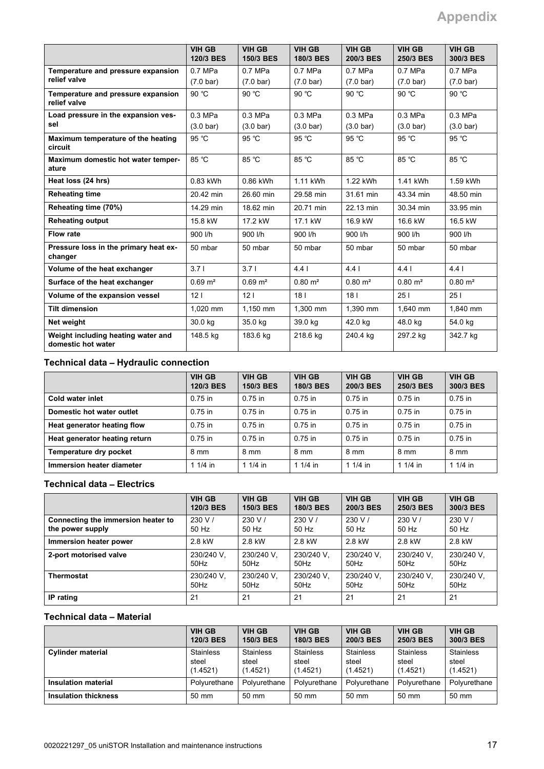| | VIH GB 120/3 BES | VIH GB 150/3 BES | VIH GB 180/3 BES | VIH GB 200/3 BES | VIH GB 250/3 BES | VIH GB 300/3 BES |
|---|---|---|---|---|---|---|
| Temperature and pressure expansion relief valve | 0.7 MPa (7.0 bar) | 0.7 MPa (7.0 bar) | 0.7 MPa (7.0 bar) | 0.7 MPa (7.0 bar) | 0.7 MPa (7.0 bar) | 0.7 MPa (7.0 bar) |
| Temperature and pressure expansion relief valve | 90 ℃ | 90 ℃ | 90 ℃ | 90 ℃ | 90 ℃ | 90 ℃ |
| Load pressure in the expansion vessel | 0.3 MPa (3.0 bar) | 0.3 MPa (3.0 bar) | 0.3 MPa (3.0 bar) | 0.3 MPa (3.0 bar) | 0.3 MPa (3.0 bar) | 0.3 MPa (3.0 bar) |
| Maximum temperature of the heating circuit | 95 ℃ | 95 ℃ | 95 ℃ | 95 ℃ | 95 ℃ | 95 ℃ |
| Maximum domestic hot water temperature | 85 ℃ | 85 ℃ | 85 ℃ | 85 ℃ | 85 ℃ | 85 ℃ |
| Heat loss (24 hrs) | 0.83 kWh | 0.86 kWh | 1.11 kWh | 1.22 kWh | 1.41 kWh | 1.59 kWh |
| Reheating time | 20.42 min | 26.60 min | 29.58 min | 31.61 min | 43.34 min | 48.50 min |
| Reheating time (70%) | 14.29 min | 18.62 min | 20.71 min | 22.13 min | 30.34 min | 33.95 min |
| Reheating output | 15.8 kW | 17.2 kW | 17.1 kW | 16.9 kW | 16.6 kW | 16.5 kW |
| Flow rate | 900 l/h | 900 l/h | 900 l/h | 900 l/h | 900 l/h | 900 l/h |
| Pressure loss in the primary heat exchanger | 50 mbar | 50 mbar | 50 mbar | 50 mbar | 50 mbar | 50 mbar |
| Volume of the heat exchanger | 3.7 l | 3.7 l | 4.4 l | 4.4 l | 4.4 l | 4.4 l |
| Surface of the heat exchanger | 0.69 m² | 0.69 m² | 0.80 m² | 0.80 m² | 0.80 m² | 0.80 m² |
| Volume of the expansion vessel | 12 l | 12 l | 18 l | 18 l | 25 l | 25 l |
| Tilt dimension | 1,020 mm | 1,150 mm | 1,300 mm | 1,390 mm | 1,640 mm | 1,840 mm |
| Net weight | 30.0 kg | 35.0 kg | 39.0 kg | 42.0 kg | 48.0 kg | 54.0 kg |
| Weight including heating water and domestic hot water | 148.5 kg | 183.6 kg | 218.6 kg | 240.4 kg | 297.2 kg | 342.7 kg |

### Technical data – Hydraulic connection

| | VIH GB 120/3 BES | VIH GB 150/3 BES | VIH GB 180/3 BES | VIH GB 200/3 BES | VIH GB 250/3 BES | VIH GB 300/3 BES |
|---|---|---|---|---|---|---|
| Cold water inlet | 0.75 in | 0.75 in | 0.75 in | 0.75 in | 0.75 in | 0.75 in |
| Domestic hot water outlet | 0.75 in | 0.75 in | 0.75 in | 0.75 in | 0.75 in | 0.75 in |
| Heat generator heating flow | 0.75 in | 0.75 in | 0.75 in | 0.75 in | 0.75 in | 0.75 in |
| Heat generator heating return | 0.75 in | 0.75 in | 0.75 in | 0.75 in | 0.75 in | 0.75 in |
| Temperature dry pocket | 8 mm | 8 mm | 8 mm | 8 mm | 8 mm | 8 mm |
| Immersion heater diameter | 1 1/4 in | 1 1/4 in | 1 1/4 in | 1 1/4 in | 1 1/4 in | 1 1/4 in |

### Technical data – Electrics

| | VIH GB 120/3 BES | VIH GB 150/3 BES | VIH GB 180/3 BES | VIH GB 200/3 BES | VIH GB 250/3 BES | VIH GB 300/3 BES |
|---|---|---|---|---|---|---|
| Connecting the immersion heater to the power supply | 230 V / 50 Hz | 230 V / 50 Hz | 230 V / 50 Hz | 230 V / 50 Hz | 230 V / 50 Hz | 230 V / 50 Hz |
| Immersion heater power | 2.8 kW | 2.8 kW | 2.8 kW | 2.8 kW | 2.8 kW | 2.8 kW |
| 2-port motorised valve | 230/240 V, 50Hz | 230/240 V, 50Hz | 230/240 V, 50Hz | 230/240 V, 50Hz | 230/240 V, 50Hz | 230/240 V, 50Hz |
| Thermostat | 230/240 V, 50Hz | 230/240 V, 50Hz | 230/240 V, 50Hz | 230/240 V, 50Hz | 230/240 V, 50Hz | 230/240 V, 50Hz |
| IP rating | 21 | 21 | 21 | 21 | 21 | 21 |

### Technical data – Material

| | VIH GB 120/3 BES | VIH GB 150/3 BES | VIH GB 180/3 BES | VIH GB 200/3 BES | VIH GB 250/3 BES | VIH GB 300/3 BES |
|---|---|---|---|---|---|---|
| Cylinder material | Stainless steel (1.4521) | Stainless steel (1.4521) | Stainless steel (1.4521) | Stainless steel (1.4521) | Stainless steel (1.4521) | Stainless steel (1.4521) |
| Insulation material | Polyurethane | Polyurethane | Polyurethane | Polyurethane | Polyurethane | Polyurethane |
| Insulation thickness | 50 mm | 50 mm | 50 mm | 50 mm | 50 mm | 50 mm |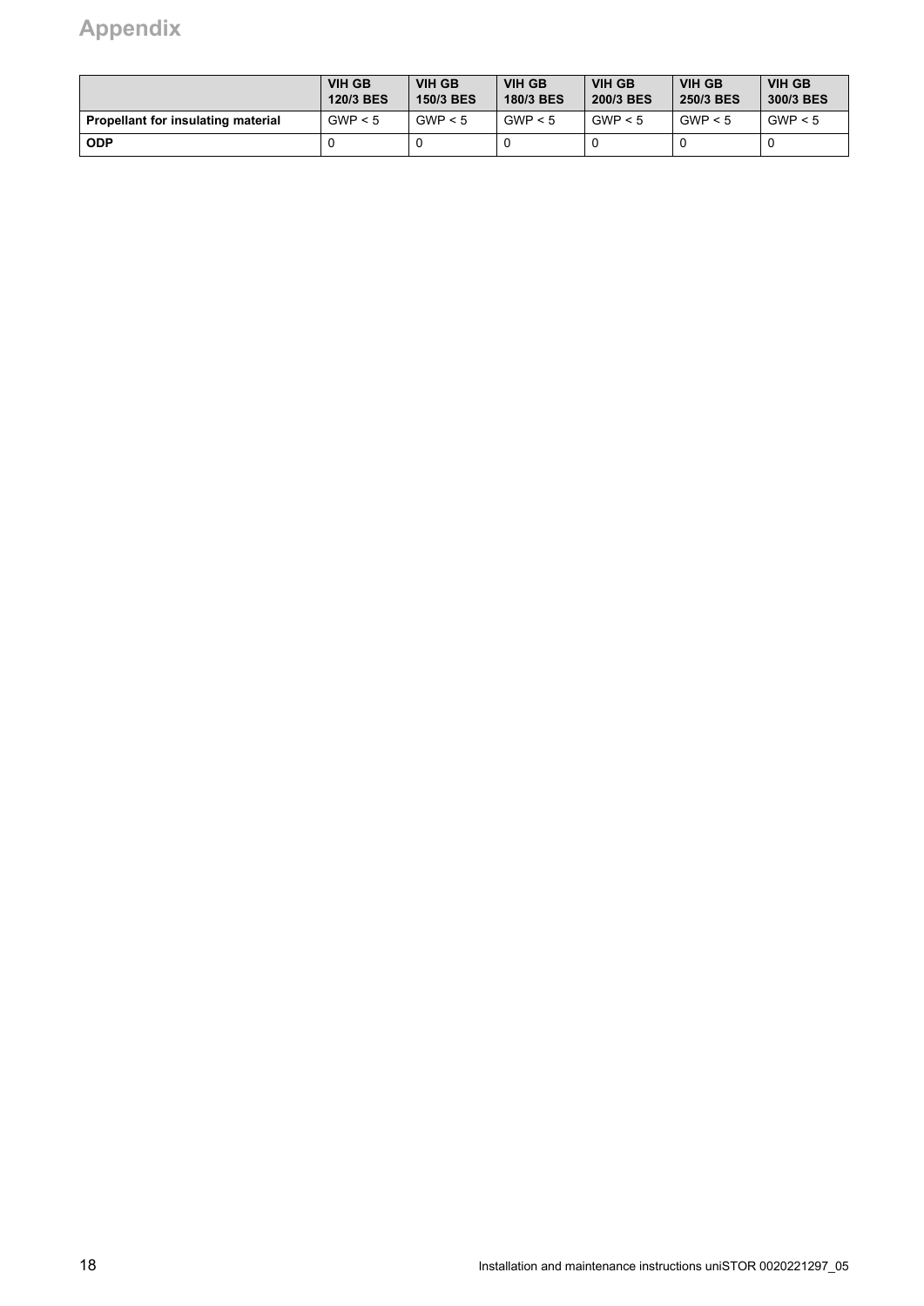|  | VIH GB 120/3 BES | VIH GB 150/3 BES | VIH GB 180/3 BES | VIH GB 200/3 BES | VIH GB 250/3 BES | VIH GB 300/3 BES |
|---|---|---|---|---|---|---|
| **Propellant for insulating material** | GWP < 5 | GWP < 5 | GWP < 5 | GWP < 5 | GWP < 5 | GWP < 5 |
| **ODP** | 0 | 0 | 0 | 0 | 0 | 0 |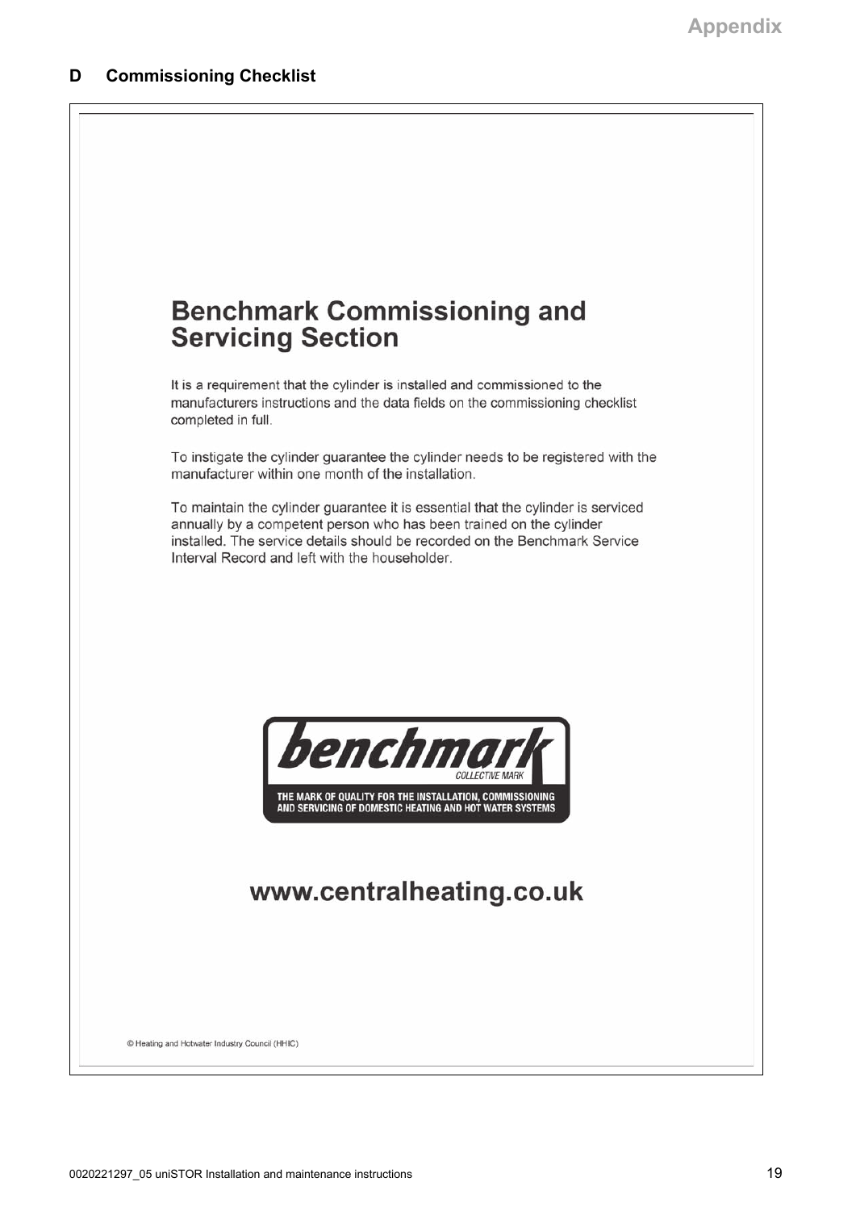## D Commissioning Checklist

# Benchmark Commissioning and Servicing Section

It is a requirement that the cylinder is installed and commissioned to the manufacturers instructions and the data fields on the commissioning checklist completed in full.

To instigate the cylinder guarantee the cylinder needs to be registered with the manufacturer within one month of the installation.

To maintain the cylinder guarantee it is essential that the cylinder is serviced annually by a competent person who has been trained on the cylinder installed. The service details should be recorded on the Benchmark Service Interval Record and left with the householder.

benchmark

COLLECTIVE MARK

THE MARK OF QUALITY FOR THE INSTALLATION, COMMISSIONING AND SERVICING OF DOMESTIC HEATING AND HOT WATER SYSTEMS

**www.centralheating.co.uk**

© Heating and Hotwater Industry Council (HHIC)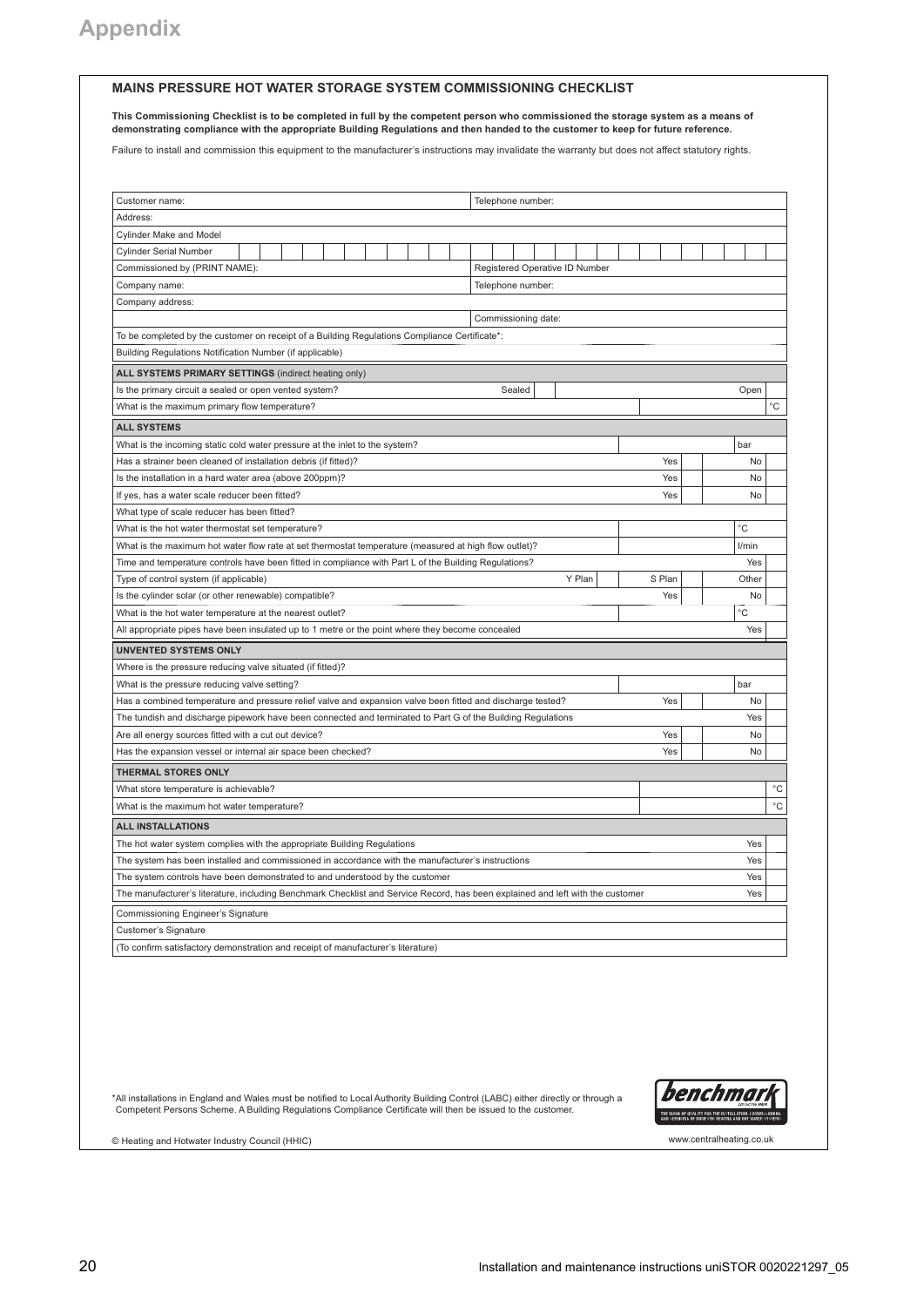# Appendix

## MAINS PRESSURE HOT WATER STORAGE SYSTEM COMMISSIONING CHECKLIST

**This Commissioning Checklist is to be completed in full by the competent person who commissioned the storage system as a means of demonstrating compliance with the appropriate Building Regulations and then handed to the customer to keep for future reference.**

Failure to install and commission this equipment to the manufacturer's instructions may invalidate the warranty but does not affect statutory rights.

| | |
|---|---|
| Customer name: | Telephone number: |
| Address: | |
| Cylinder Make and Model | |
| Cylinder Serial Number | |
| Commissioned by (PRINT NAME): | Registered Operative ID Number |
| Company name: | Telephone number: |
| Company address: | |
| | Commissioning date: |
| To be completed by the customer on receipt of a Building Regulations Compliance Certificate*: | |
| Building Regulations Notification Number (if applicable) | |

| **ALL SYSTEMS PRIMARY SETTINGS** (indirect heating only) | | | |
|---|---|---|---|
| Is the primary circuit a sealed or open vented system? | Sealed | | Open |
| What is the maximum primary flow temperature? | | | °C |

| **ALL SYSTEMS** | | | |
|---|---|---|---|
| What is the incoming static cold water pressure at the inlet to the system? | | | bar |
| Has a strainer been cleaned of installation debris (if fitted)? | | Yes | No |
| Is the installation in a hard water area (above 200ppm)? | | Yes | No |
| If yes, has a water scale reducer been fitted? | | Yes | No |
| What type of scale reducer has been fitted? | | | |
| What is the hot water thermostat set temperature? | | | °C |
| What is the maximum hot water flow rate at set thermostat temperature (measured at high flow outlet)? | | | l/min |
| Time and temperature controls have been fitted in compliance with Part L of the Building Regulations? | | | Yes |
| Type of control system (if applicable) | Y Plan | S Plan | Other |
| Is the cylinder solar (or other renewable) compatible? | | Yes | No |
| What is the hot water temperature at the nearest outlet? | | | °C |
| All appropriate pipes have been insulated up to 1 metre or the point where they become concealed | | | Yes |

| **UNVENTED SYSTEMS ONLY** | | |
|---|---|---|
| Where is the pressure reducing valve situated (if fitted)? | | |
| What is the pressure reducing valve setting? | | bar |
| Has a combined temperature and pressure relief valve and expansion valve been fitted and discharge tested? | Yes | No |
| The tundish and discharge pipework have been connected and terminated to Part G of the Building Regulations | | Yes |
| Are all energy sources fitted with a cut out device? | Yes | No |
| Has the expansion vessel or internal air space been checked? | Yes | No |

| **THERMAL STORES ONLY** | |
|---|---|
| What store temperature is achievable? | °C |
| What is the maximum hot water temperature? | °C |

| **ALL INSTALLATIONS** | |
|---|---|
| The hot water system complies with the appropriate Building Regulations | Yes |
| The system has been installed and commissioned in accordance with the manufacturer's instructions | Yes |
| The system controls have been demonstrated to and understood by the customer | Yes |
| The manufacturer's literature, including Benchmark Checklist and Service Record, has been explained and left with the customer | Yes |

| |
|---|
| Commissioning Engineer's Signature |
| Customer's Signature |
| (To confirm satisfactory demonstration and receipt of manufacturer's literature) |

*All installations in England and Wales must be notified to Local Authority Building Control (LABC) either directly or through a Competent Persons Scheme. A Building Regulations Compliance Certificate will then be issued to the customer.

© Heating and Hotwater Industry Council (HHIC)

www.centralheating.co.uk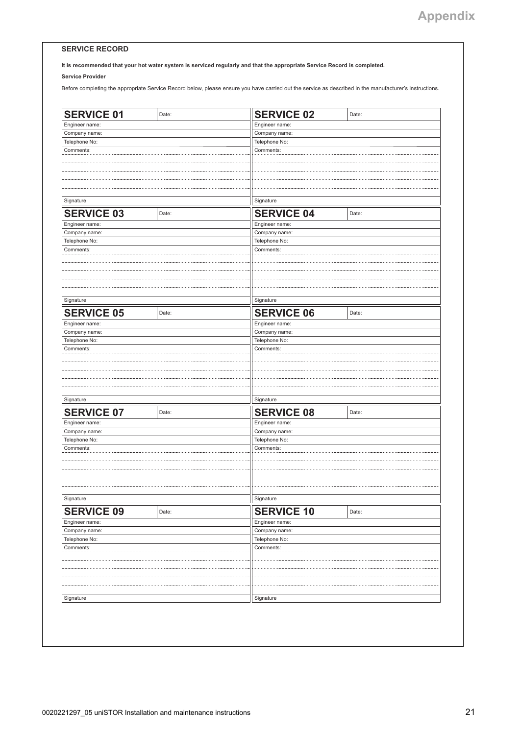## SERVICE RECORD

**It is recommended that your hot water system is serviced regularly and that the appropriate Service Record is completed.**

**Service Provider**

Before completing the appropriate Service Record below, please ensure you have carried out the service as described in the manufacturer's instructions.

| **SERVICE 01** | Date: |
|---|---|
| Engineer name: | |
| Company name: | |
| Telephone No: | |
| Comments: | |
| Signature | |

| **SERVICE 02** | Date: |
|---|---|
| Engineer name: | |
| Company name: | |
| Telephone No: | |
| Comments: | |
| Signature | |

| **SERVICE 03** | Date: |
|---|---|
| Engineer name: | |
| Company name: | |
| Telephone No: | |
| Comments: | |
| Signature | |

| **SERVICE 04** | Date: |
|---|---|
| Engineer name: | |
| Company name: | |
| Telephone No: | |
| Comments: | |
| Signature | |

| **SERVICE 05** | Date: |
|---|---|
| Engineer name: | |
| Company name: | |
| Telephone No: | |
| Comments: | |
| Signature | |

| **SERVICE 06** | Date: |
|---|---|
| Engineer name: | |
| Company name: | |
| Telephone No: | |
| Comments: | |
| Signature | |

| **SERVICE 07** | Date: |
|---|---|
| Engineer name: | |
| Company name: | |
| Telephone No: | |
| Comments: | |
| Signature | |

| **SERVICE 08** | Date: |
|---|---|
| Engineer name: | |
| Company name: | |
| Telephone No: | |
| Comments: | |
| Signature | |

| **SERVICE 09** | Date: |
|---|---|
| Engineer name: | |
| Company name: | |
| Telephone No: | |
| Comments: | |
| Signature | |

| **SERVICE 10** | Date: |
|---|---|
| Engineer name: | |
| Company name: | |
| Telephone No: | |
| Comments: | |
| Signature | |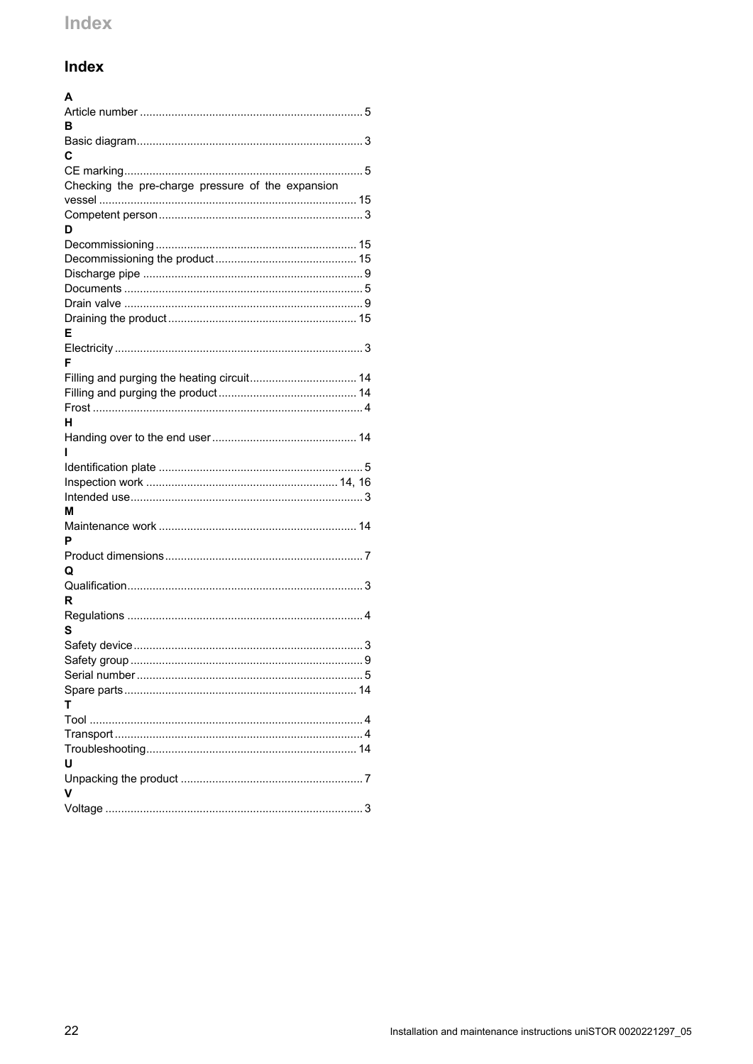# Index

**A**

Article number ........................................ 5

**B**

Basic diagram ........................................ 3

**C**

CE marking ........................................ 5
Checking the pre-charge pressure of the expansion vessel ........................................ 15
Competent person ........................................ 3

**D**

Decommissioning ........................................ 15
Decommissioning the product ........................................ 15
Discharge pipe ........................................ 9
Documents ........................................ 5
Drain valve ........................................ 9
Draining the product ........................................ 15

**E**

Electricity ........................................ 3

**F**

Filling and purging the heating circuit ........................................ 14
Filling and purging the product ........................................ 14
Frost ........................................ 4

**H**

Handing over to the end user ........................................ 14

**I**

Identification plate ........................................ 5
Inspection work ........................................ 14, 16
Intended use ........................................ 3

**M**

Maintenance work ........................................ 14

**P**

Product dimensions ........................................ 7

**Q**

Qualification ........................................ 3

**R**

Regulations ........................................ 4

**S**

Safety device ........................................ 3
Safety group ........................................ 9
Serial number ........................................ 5
Spare parts ........................................ 14

**T**

Tool ........................................ 4
Transport ........................................ 4
Troubleshooting ........................................ 14

**U**

Unpacking the product ........................................ 7

**V**

Voltage ........................................ 3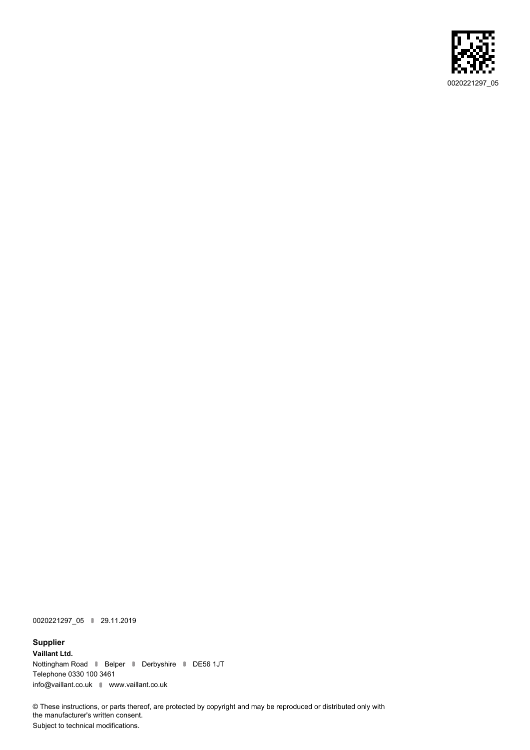0020221297_05

0020221297_05 | 29.11.2019

**Supplier**

**Vaillant Ltd.**

Nottingham Road | Belper | Derbyshire | DE56 1JT

Telephone 0330 100 3461

info@vaillant.co.uk | www.vaillant.co.uk

© These instructions, or parts thereof, are protected by copyright and may be reproduced or distributed only with the manufacturer's written consent.

Subject to technical modifications.